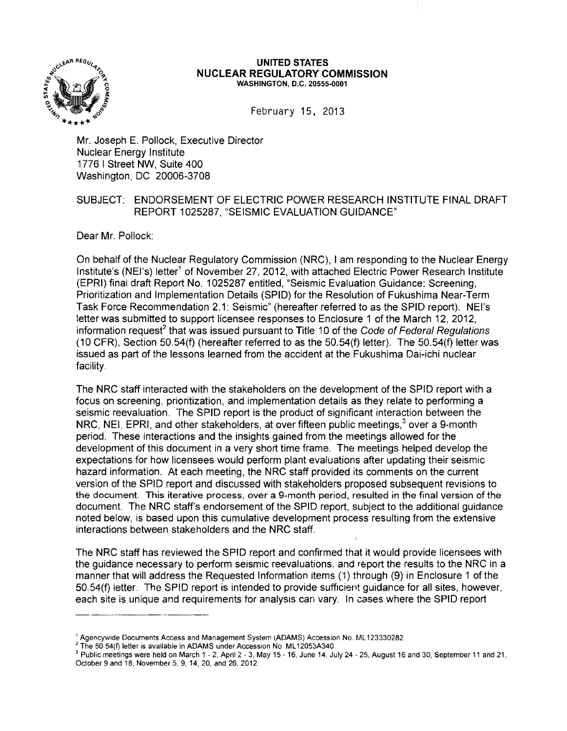**UNITED STATES**
**NUCLEAR REGULATORY COMMISSION**
WASHINGTON, D.C. 20555-0001

February 15, 2013

Mr. Joseph E. Pollock, Executive Director
Nuclear Energy Institute
1776 I Street NW, Suite 400
Washington, DC 20006-3708

SUBJECT: ENDORSEMENT OF ELECTRIC POWER RESEARCH INSTITUTE FINAL DRAFT REPORT 1025287, "SEISMIC EVALUATION GUIDANCE"

Dear Mr. Pollock:

On behalf of the Nuclear Regulatory Commission (NRC), I am responding to the Nuclear Energy Institute's (NEI's) letter[1] of November 27, 2012, with attached Electric Power Research Institute (EPRI) final draft Report No. 1025287 entitled, "Seismic Evaluation Guidance: Screening, Prioritization and Implementation Details (SPID) for the Resolution of Fukushima Near-Term Task Force Recommendation 2.1: Seismic" (hereafter referred to as the SPID report). NEI's letter was submitted to support licensee responses to Enclosure 1 of the March 12, 2012, information request[2] that was issued pursuant to Title 10 of the *Code of Federal Regulations* (10 CFR), Section 50.54(f) (hereafter referred to as the 50.54(f) letter). The 50.54(f) letter was issued as part of the lessons learned from the accident at the Fukushima Dai-ichi nuclear facility.

The NRC staff interacted with the stakeholders on the development of the SPID report with a focus on screening, prioritization, and implementation details as they relate to performing a seismic reevaluation. The SPID report is the product of significant interaction between the NRC, NEI, EPRI, and other stakeholders, at over fifteen public meetings,[3] over a 9-month period. These interactions and the insights gained from the meetings allowed for the development of this document in a very short time frame. The meetings helped develop the expectations for how licensees would perform plant evaluations after updating their seismic hazard information. At each meeting, the NRC staff provided its comments on the current version of the SPID report and discussed with stakeholders proposed subsequent revisions to the document. This iterative process, over a 9-month period, resulted in the final version of the document. The NRC staff's endorsement of the SPID report, subject to the additional guidance noted below, is based upon this cumulative development process resulting from the extensive interactions between stakeholders and the NRC staff.

The NRC staff has reviewed the SPID report and confirmed that it would provide licensees with the guidance necessary to perform seismic reevaluations. and report the results to the NRC in a manner that will address the Requested Information items (1) through (9) in Enclosure 1 of the 50.54(f) letter. The SPID Report is intended to provide sufficient guidance for all sites, however, each site is unique and requirements for analysis can vary. In cases where the SPID report

---

[1] Agencywide Documents Access and Management System (ADAMS) Accession No. ML123330282

[2] The 50.54(f) letter is available in ADAMS under Accession No. ML12053A340.

[3] Public meetings were held on March 1 - 2, April 2 - 3, May 15 - 16, June 14, July 24 - 25, August 16 and 30, September 11 and 21, October 9 and 18, November 5, 9, 14, 20, and 26, 2012.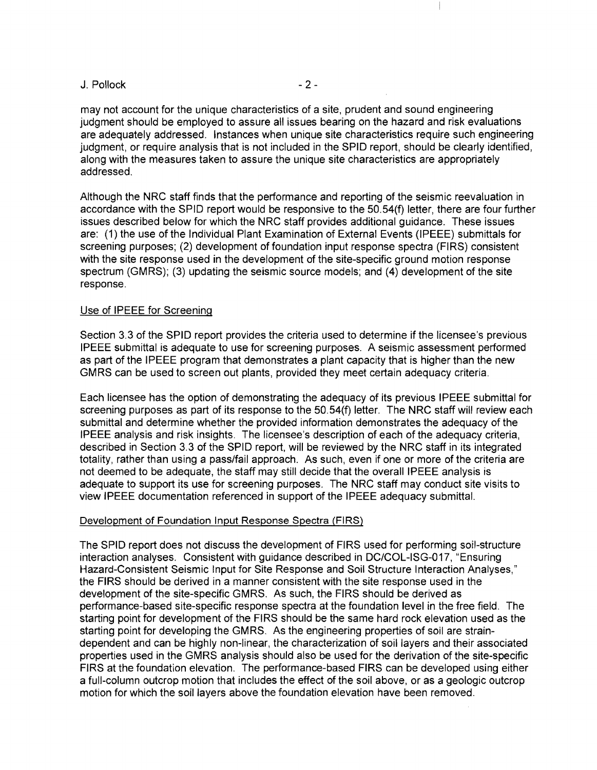may not account for the unique characteristics of a site, prudent and sound engineering judgment should be employed to assure all issues bearing on the hazard and risk evaluations are adequately addressed. Instances when unique site characteristics require such engineering judgment, or require analysis that is not included in the SPID report, should be clearly identified, along with the measures taken to assure the unique site characteristics are appropriately addressed.

Although the NRC staff finds that the performance and reporting of the seismic reevaluation in accordance with the SPID report would be responsive to the 50.54(f) letter, there are four further issues described below for which the NRC staff provides additional guidance. These issues are: (1) the use of the Individual Plant Examination of External Events (IPEEE) submittals for screening purposes; (2) development of foundation input response spectra (FIRS) consistent with the site response used in the development of the site-specific ground motion response spectrum (GMRS); (3) updating the seismic source models; and (4) development of the site response.

## Use of IPEEE for Screening

Section 3.3 of the SPID report provides the criteria used to determine if the licensee's previous IPEEE submittal is adequate to use for screening purposes. A seismic assessment performed as part of the IPEEE program that demonstrates a plant capacity that is higher than the new GMRS can be used to screen out plants, provided they meet certain adequacy criteria.

Each licensee has the option of demonstrating the adequacy of its previous IPEEE submittal for screening purposes as part of its response to the 50.54(f) letter. The NRC staff will review each submittal and determine whether the provided information demonstrates the adequacy of the IPEEE analysis and risk insights. The licensee's description of each of the adequacy criteria, described in Section 3.3 of the SPID report, will be reviewed by the NRC staff in its integrated totality, rather than using a pass/fail approach. As such, even if one or more of the criteria are not deemed to be adequate, the staff may still decide that the overall IPEEE analysis is adequate to support its use for screening purposes. The NRC staff may conduct site visits to view IPEEE documentation referenced in support of the IPEEE adequacy submittal.

## Development of Foundation Input Response Spectra (FIRS)

The SPID report does not discuss the development of FIRS used for performing soil-structure interaction analyses. Consistent with guidance described in DC/COL-ISG-017, "Ensuring Hazard-Consistent Seismic Input for Site Response and Soil Structure Interaction Analyses," the FIRS should be derived in a manner consistent with the site response used in the development of the site-specific GMRS. As such, the FIRS should be derived as performance-based site-specific response spectra at the foundation level in the free field. The starting point for development of the FIRS should be the same hard rock elevation used as the starting point for developing the GMRS. As the engineering properties of soil are strain-dependent and can be highly non-linear, the characterization of soil layers and their associated properties used in the GMRS analysis should also be used for the derivation of the site-specific FIRS at the foundation elevation. The performance-based FIRS can be developed using either a full-column outcrop motion that includes the effect of the soil above, or as a geologic outcrop motion for which the soil layers above the foundation elevation have been removed.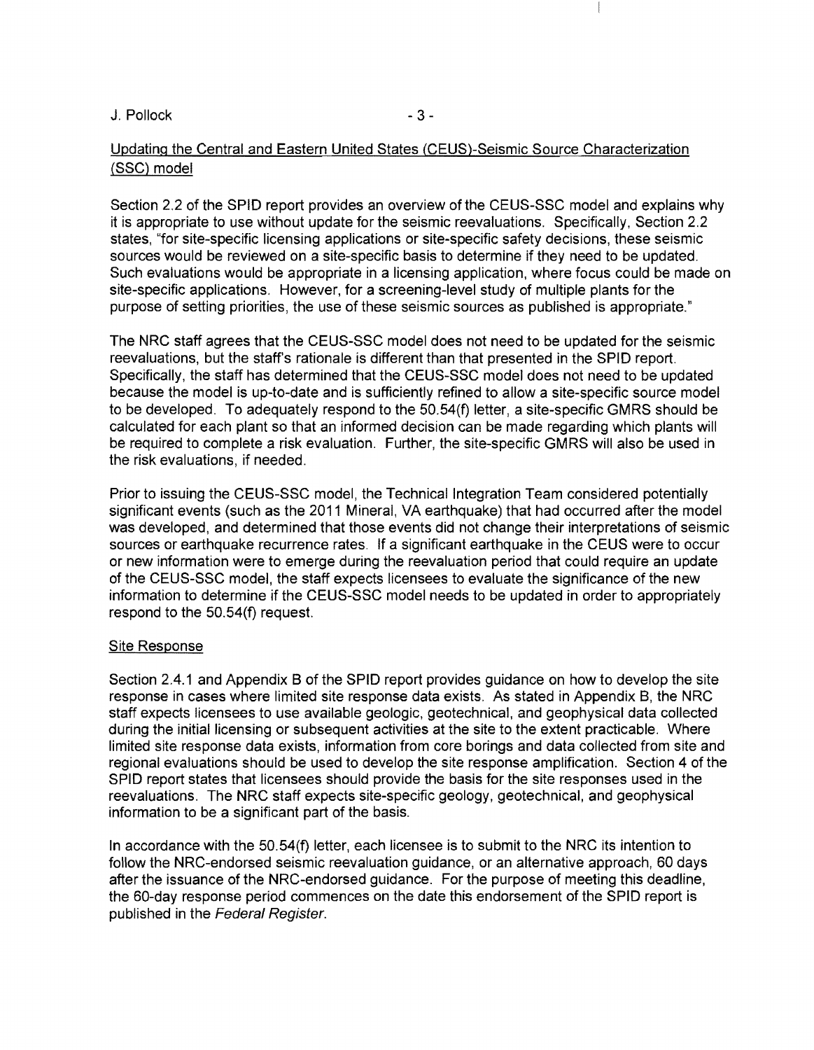Updating the Central and Eastern United States (CEUS)-Seismic Source Characterization (SSC) model

Section 2.2 of the SPID report provides an overview of the CEUS-SSC model and explains why it is appropriate to use without update for the seismic reevaluations. Specifically, Section 2.2 states, "for site-specific licensing applications or site-specific safety decisions, these seismic sources would be reviewed on a site-specific basis to determine if they need to be updated. Such evaluations would be appropriate in a licensing application, where focus could be made on site-specific applications. However, for a screening-level study of multiple plants for the purpose of setting priorities, the use of these seismic sources as published is appropriate."

The NRC staff agrees that the CEUS-SSC model does not need to be updated for the seismic reevaluations, but the staff's rationale is different than that presented in the SPID report. Specifically, the staff has determined that the CEUS-SSC model does not need to be updated because the model is up-to-date and is sufficiently refined to allow a site-specific source model to be developed. To adequately respond to the 50.54(f) letter, a site-specific GMRS should be calculated for each plant so that an informed decision can be made regarding which plants will be required to complete a risk evaluation. Further, the site-specific GMRS will also be used in the risk evaluations, if needed.

Prior to issuing the CEUS-SSC model, the Technical Integration Team considered potentially significant events (such as the 2011 Mineral, VA earthquake) that had occurred after the model was developed, and determined that those events did not change their interpretations of seismic sources or earthquake recurrence rates. If a significant earthquake in the CEUS were to occur or new information were to emerge during the reevaluation period that could require an update of the CEUS-SSC model, the staff expects licensees to evaluate the significance of the new information to determine if the CEUS-SSC model needs to be updated in order to appropriately respond to the 50.54(f) request.

Site Response

Section 2.4.1 and Appendix B of the SPID report provides guidance on how to develop the site response in cases where limited site response data exists. As stated in Appendix B, the NRC staff expects licensees to use available geologic, geotechnical, and geophysical data collected during the initial licensing or subsequent activities at the site to the extent practicable. Where limited site response data exists, information from core borings and data collected from site and regional evaluations should be used to develop the site response amplification. Section 4 of the SPID report states that licensees should provide the basis for the site responses used in the reevaluations. The NRC staff expects site-specific geology, geotechnical, and geophysical information to be a significant part of the basis.

In accordance with the 50.54(f) letter, each licensee is to submit to the NRC its intention to follow the NRC-endorsed seismic reevaluation guidance, or an alternative approach, 60 days after the issuance of the NRC-endorsed guidance. For the purpose of meeting this deadline, the 60-day response period commences on the date this endorsement of the SPID report is published in the *Federal Register*.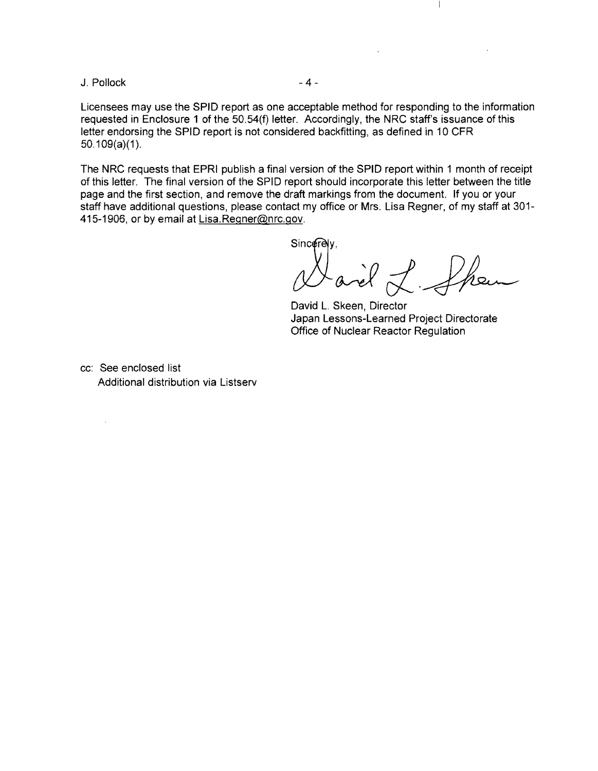Licensees may use the SPID report as one acceptable method for responding to the information requested in Enclosure 1 of the 50.54(f) letter. Accordingly, the NRC staff's issuance of this letter endorsing the SPID report is not considered backfitting, as defined in 10 CFR 50.109(a)(1).

The NRC requests that EPRI publish a final version of the SPID report within 1 month of receipt of this letter. The final version of the SPID report should incorporate this letter between the title page and the first section, and remove the draft markings from the document. If you or your staff have additional questions, please contact my office or Mrs. Lisa Regner, of my staff at 301-415-1906, or by email at Lisa.Regner@nrc.gov.

Sincerely,

David L. Skeen, Director
Japan Lessons-Learned Project Directorate
Office of Nuclear Reactor Regulation

cc: See enclosed list
Additional distribution via Listserv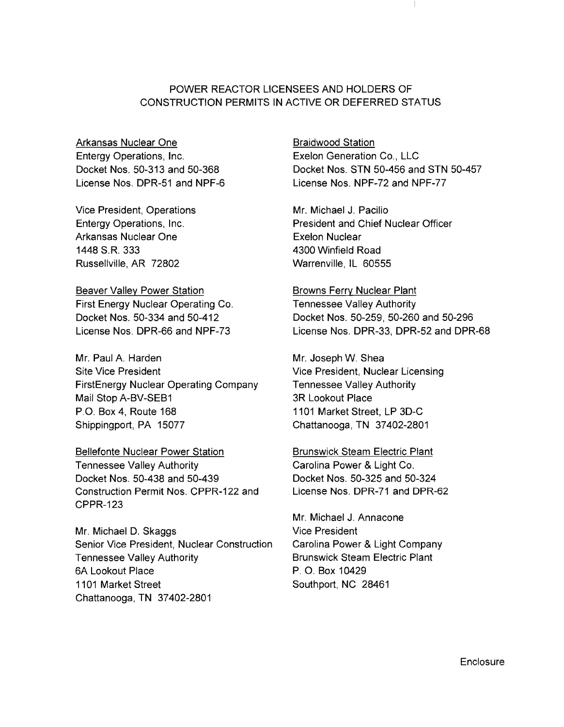# POWER REACTOR LICENSEES AND HOLDERS OF CONSTRUCTION PERMITS IN ACTIVE OR DEFERRED STATUS

Arkansas Nuclear One
Entergy Operations, Inc.
Docket Nos. 50-313 and 50-368
License Nos. DPR-51 and NPF-6

Vice President, Operations
Entergy Operations, Inc.
Arkansas Nuclear One
1448 S.R. 333
Russellville, AR 72802

Beaver Valley Power Station
First Energy Nuclear Operating Co.
Docket Nos. 50-334 and 50-412
License Nos. DPR-66 and NPF-73

Mr. Paul A. Harden
Site Vice President
FirstEnergy Nuclear Operating Company
Mail Stop A-BV-SEB1
P.O. Box 4, Route 168
Shippingport, PA 15077

Bellefonte Nuclear Power Station
Tennessee Valley Authority
Docket Nos. 50-438 and 50-439
Construction Permit Nos. CPPR-122 and CPPR-123

Mr. Michael D. Skaggs
Senior Vice President, Nuclear Construction
Tennessee Valley Authority
6A Lookout Place
1101 Market Street
Chattanooga, TN 37402-2801

Braidwood Station
Exelon Generation Co., LLC
Docket Nos. STN 50-456 and STN 50-457
License Nos. NPF-72 and NPF-77

Mr. Michael J. Pacilio
President and Chief Nuclear Officer
Exelon Nuclear
4300 Winfield Road
Warrenville, IL 60555

Browns Ferry Nuclear Plant
Tennessee Valley Authority
Docket Nos. 50-259, 50-260 and 50-296
License Nos. DPR-33, DPR-52 and DPR-68

Mr. Joseph W. Shea
Vice President, Nuclear Licensing
Tennessee Valley Authority
3R Lookout Place
1101 Market Street, LP 3D-C
Chattanooga, TN 37402-2801

Brunswick Steam Electric Plant
Carolina Power & Light Co.
Docket Nos. 50-325 and 50-324
License Nos. DPR-71 and DPR-62

Mr. Michael J. Annacone
Vice President
Carolina Power & Light Company
Brunswick Steam Electric Plant
P. O. Box 10429
Southport, NC 28461

Enclosure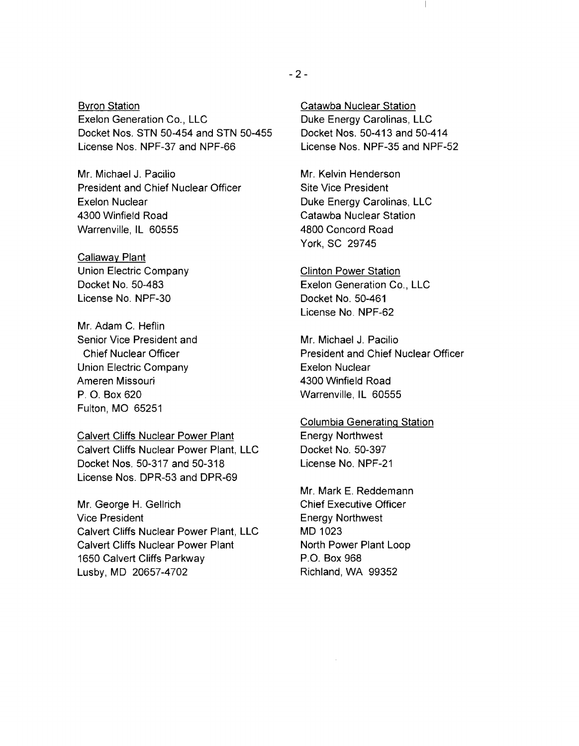Byron Station
Exelon Generation Co., LLC
Docket Nos. STN 50-454 and STN 50-455
License Nos. NPF-37 and NPF-66

Mr. Michael J. Pacilio
President and Chief Nuclear Officer
Exelon Nuclear
4300 Winfield Road
Warrenville, IL 60555

Callaway Plant
Union Electric Company
Docket No. 50-483
License No. NPF-30

Mr. Adam C. Heflin
Senior Vice President and
Chief Nuclear Officer
Union Electric Company
Ameren Missouri
P. O. Box 620
Fulton, MO 65251

Calvert Cliffs Nuclear Power Plant
Calvert Cliffs Nuclear Power Plant, LLC
Docket Nos. 50-317 and 50-318
License Nos. DPR-53 and DPR-69

Mr. George H. Gellrich
Vice President
Calvert Cliffs Nuclear Power Plant, LLC
Calvert Cliffs Nuclear Power Plant
1650 Calvert Cliffs Parkway
Lusby, MD 20657-4702

Catawba Nuclear Station
Duke Energy Carolinas, LLC
Docket Nos. 50-413 and 50-414
License Nos. NPF-35 and NPF-52

Mr. Kelvin Henderson
Site Vice President
Duke Energy Carolinas, LLC
Catawba Nuclear Station
4800 Concord Road
York, SC 29745

Clinton Power Station
Exelon Generation Co., LLC
Docket No. 50-461
License No. NPF-62

Mr. Michael J. Pacilio
President and Chief Nuclear Officer
Exelon Nuclear
4300 Winfield Road
Warrenville, IL 60555

Columbia Generating Station
Energy Northwest
Docket No. 50-397
License No. NPF-21

Mr. Mark E. Reddemann
Chief Executive Officer
Energy Northwest
MD 1023
North Power Plant Loop
P.O. Box 968
Richland, WA 99352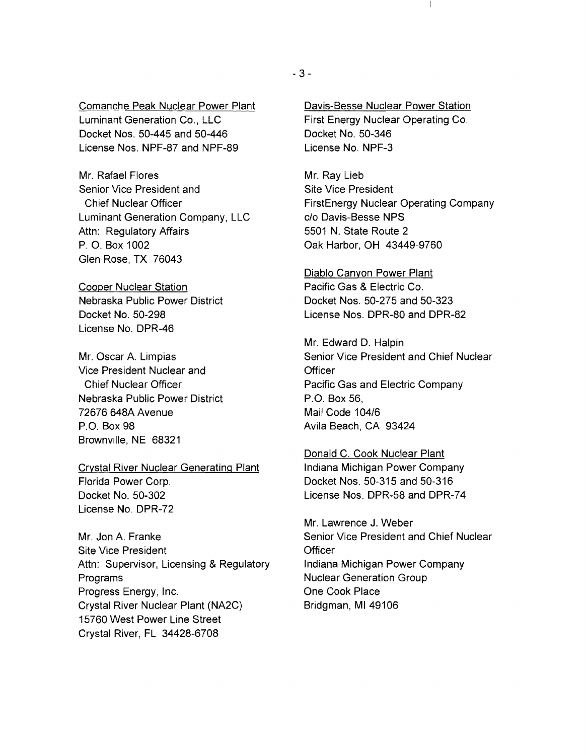Comanche Peak Nuclear Power Plant
Luminant Generation Co., LLC
Docket Nos. 50-445 and 50-446
License Nos. NPF-87 and NPF-89

Mr. Rafael Flores
Senior Vice President and
Chief Nuclear Officer
Luminant Generation Company, LLC
Attn: Regulatory Affairs
P. O. Box 1002
Glen Rose, TX 76043

Cooper Nuclear Station
Nebraska Public Power District
Docket No. 50-298
License No. DPR-46

Mr. Oscar A. Limpias
Vice President Nuclear and
Chief Nuclear Officer
Nebraska Public Power District
72676 648A Avenue
P.O. Box 98
Brownville, NE 68321

Crystal River Nuclear Generating Plant
Florida Power Corp.
Docket No. 50-302
License No. DPR-72

Mr. Jon A. Franke
Site Vice President
Attn: Supervisor, Licensing & Regulatory Programs
Progress Energy, Inc.
Crystal River Nuclear Plant (NA2C)
15760 West Power Line Street
Crystal River, FL 34428-6708

Davis-Besse Nuclear Power Station
First Energy Nuclear Operating Co.
Docket No. 50-346
License No. NPF-3

Mr. Ray Lieb
Site Vice President
FirstEnergy Nuclear Operating Company
c/o Davis-Besse NPS
5501 N. State Route 2
Oak Harbor, OH 43449-9760

Diablo Canyon Power Plant
Pacific Gas & Electric Co.
Docket Nos. 50-275 and 50-323
License Nos. DPR-80 and DPR-82

Mr. Edward D. Halpin
Senior Vice President and Chief Nuclear Officer
Pacific Gas and Electric Company
P.O. Box 56,
Mail Code 104/6
Avila Beach, CA 93424

Donald C. Cook Nuclear Plant
Indiana Michigan Power Company
Docket Nos. 50-315 and 50-316
License Nos. DPR-58 and DPR-74

Mr. Lawrence J. Weber
Senior Vice President and Chief Nuclear Officer
Indiana Michigan Power Company
Nuclear Generation Group
One Cook Place
Bridgman, MI 49106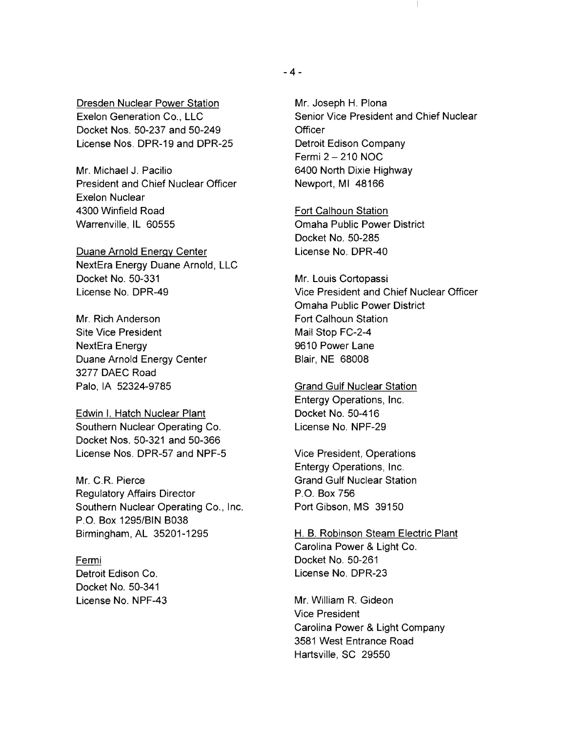<u>Dresden Nuclear Power Station</u>
Exelon Generation Co., LLC
Docket Nos. 50-237 and 50-249
License Nos. DPR-19 and DPR-25

Mr. Michael J. Pacilio
President and Chief Nuclear Officer
Exelon Nuclear
4300 Winfield Road
Warrenville, IL 60555

<u>Duane Arnold Energy Center</u>
NextEra Energy Duane Arnold, LLC
Docket No. 50-331
License No. DPR-49

Mr. Rich Anderson
Site Vice President
NextEra Energy
Duane Arnold Energy Center
3277 DAEC Road
Palo, IA 52324-9785

<u>Edwin I. Hatch Nuclear Plant</u>
Southern Nuclear Operating Co.
Docket Nos. 50-321 and 50-366
License Nos. DPR-57 and NPF-5

Mr. C.R. Pierce
Regulatory Affairs Director
Southern Nuclear Operating Co., Inc.
P.O. Box 1295/BIN B038
Birmingham, AL 35201-1295

<u>Fermi</u>
Detroit Edison Co.
Docket No. 50-341
License No. NPF-43

Mr. Joseph H. Plona
Senior Vice President and Chief Nuclear Officer
Detroit Edison Company
Fermi 2 – 210 NOC
6400 North Dixie Highway
Newport, MI 48166

<u>Fort Calhoun Station</u>
Omaha Public Power District
Docket No. 50-285
License No. DPR-40

Mr. Louis Cortopassi
Vice President and Chief Nuclear Officer
Omaha Public Power District
Fort Calhoun Station
Mail Stop FC-2-4
9610 Power Lane
Blair, NE 68008

<u>Grand Gulf Nuclear Station</u>
Entergy Operations, Inc.
Docket No. 50-416
License No. NPF-29

Vice President, Operations
Entergy Operations, Inc.
Grand Gulf Nuclear Station
P.O. Box 756
Port Gibson, MS 39150

<u>H. B. Robinson Steam Electric Plant</u>
Carolina Power & Light Co.
Docket No. 50-261
License No. DPR-23

Mr. William R. Gideon
Vice President
Carolina Power & Light Company
3581 West Entrance Road
Hartsville, SC 29550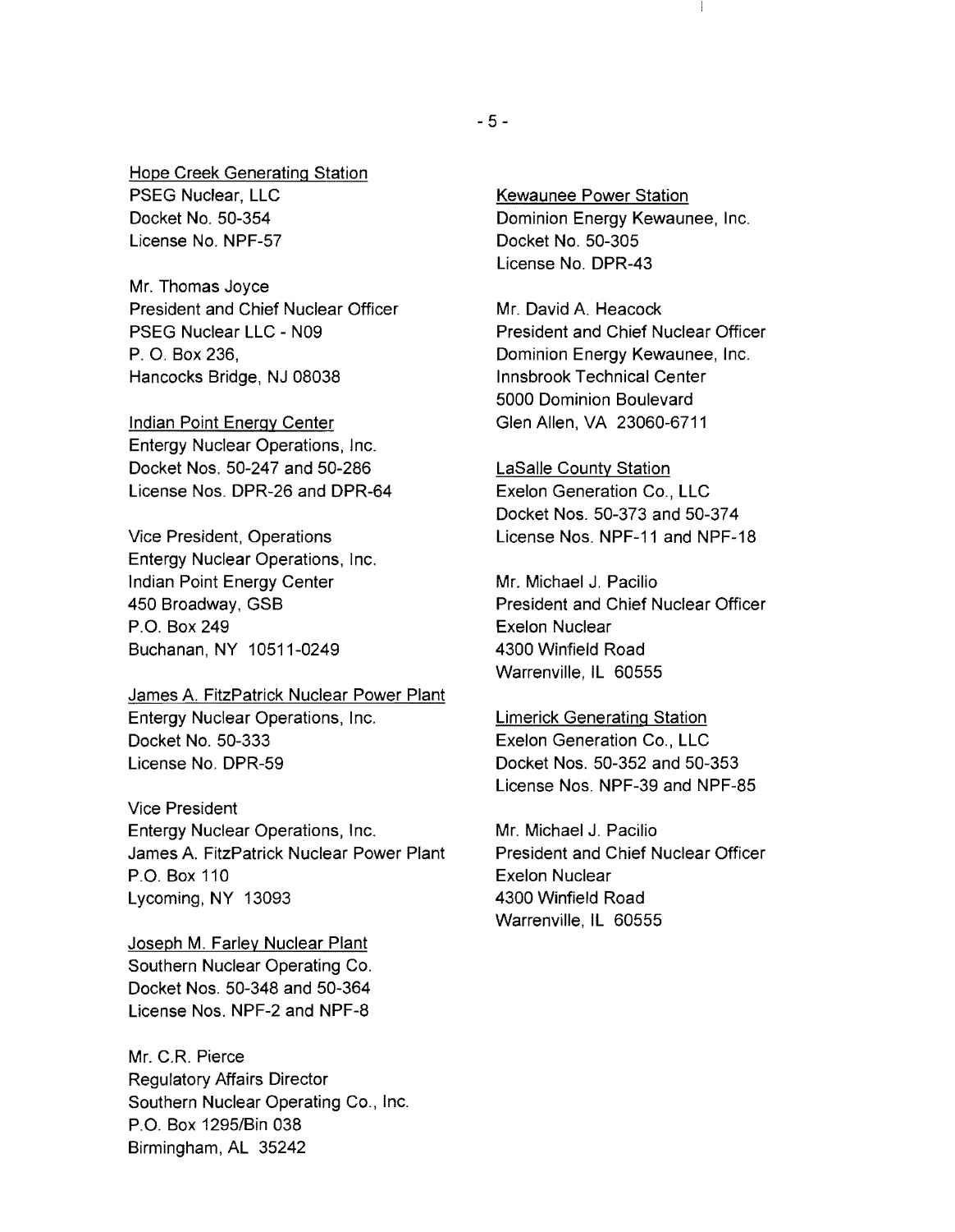Hope Creek Generating Station
PSEG Nuclear, LLC
Docket No. 50-354
License No. NPF-57

Mr. Thomas Joyce
President and Chief Nuclear Officer
PSEG Nuclear LLC - N09
P. O. Box 236,
Hancocks Bridge, NJ 08038

Indian Point Energy Center
Entergy Nuclear Operations, Inc.
Docket Nos. 50-247 and 50-286
License Nos. DPR-26 and DPR-64

Vice President, Operations
Entergy Nuclear Operations, Inc.
Indian Point Energy Center
450 Broadway, GSB
P.O. Box 249
Buchanan, NY 10511-0249

James A. FitzPatrick Nuclear Power Plant
Entergy Nuclear Operations, Inc.
Docket No. 50-333
License No. DPR-59

Vice President
Entergy Nuclear Operations, Inc.
James A. FitzPatrick Nuclear Power Plant
P.O. Box 110
Lycoming, NY 13093

Joseph M. Farley Nuclear Plant
Southern Nuclear Operating Co.
Docket Nos. 50-348 and 50-364
License Nos. NPF-2 and NPF-8

Mr. C.R. Pierce
Regulatory Affairs Director
Southern Nuclear Operating Co., Inc.
P.O. Box 1295/Bin 038
Birmingham, AL 35242

Kewaunee Power Station
Dominion Energy Kewaunee, Inc.
Docket No. 50-305
License No. DPR-43

Mr. David A. Heacock
President and Chief Nuclear Officer
Dominion Energy Kewaunee, Inc.
Innsbrook Technical Center
5000 Dominion Boulevard
Glen Allen, VA 23060-6711

LaSalle County Station
Exelon Generation Co., LLC
Docket Nos. 50-373 and 50-374
License Nos. NPF-11 and NPF-18

Mr. Michael J. Pacilio
President and Chief Nuclear Officer
Exelon Nuclear
4300 Winfield Road
Warrenville, IL 60555

Limerick Generating Station
Exelon Generation Co., LLC
Docket Nos. 50-352 and 50-353
License Nos. NPF-39 and NPF-85

Mr. Michael J. Pacilio
President and Chief Nuclear Officer
Exelon Nuclear
4300 Winfield Road
Warrenville, IL 60555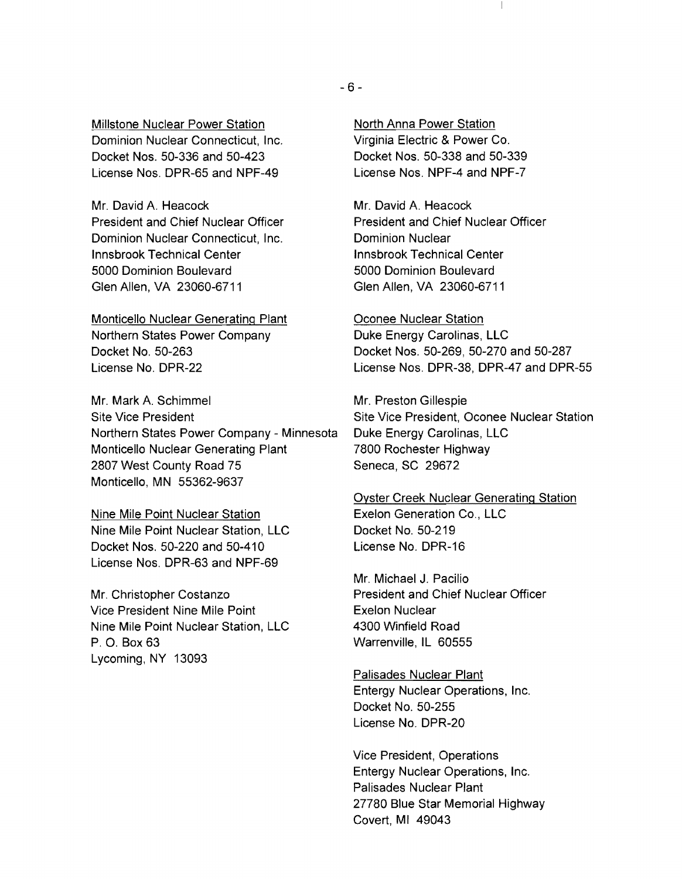Millstone Nuclear Power Station
Dominion Nuclear Connecticut, Inc.
Docket Nos. 50-336 and 50-423
License Nos. DPR-65 and NPF-49

Mr. David A. Heacock
President and Chief Nuclear Officer
Dominion Nuclear Connecticut, Inc.
Innsbrook Technical Center
5000 Dominion Boulevard
Glen Allen, VA 23060-6711

Monticello Nuclear Generating Plant
Northern States Power Company
Docket No. 50-263
License No. DPR-22

Mr. Mark A. Schimmel
Site Vice President
Northern States Power Company - Minnesota
Monticello Nuclear Generating Plant
2807 West County Road 75
Monticello, MN 55362-9637

Nine Mile Point Nuclear Station
Nine Mile Point Nuclear Station, LLC
Docket Nos. 50-220 and 50-410
License Nos. DPR-63 and NPF-69

Mr. Christopher Costanzo
Vice President Nine Mile Point
Nine Mile Point Nuclear Station, LLC
P. O. Box 63
Lycoming, NY 13093

North Anna Power Station
Virginia Electric & Power Co.
Docket Nos. 50-338 and 50-339
License Nos. NPF-4 and NPF-7

Mr. David A. Heacock
President and Chief Nuclear Officer
Dominion Nuclear
Innsbrook Technical Center
5000 Dominion Boulevard
Glen Allen, VA 23060-6711

Oconee Nuclear Station
Duke Energy Carolinas, LLC
Docket Nos. 50-269, 50-270 and 50-287
License Nos. DPR-38, DPR-47 and DPR-55

Mr. Preston Gillespie
Site Vice President, Oconee Nuclear Station
Duke Energy Carolinas, LLC
7800 Rochester Highway
Seneca, SC 29672

Oyster Creek Nuclear Generating Station
Exelon Generation Co., LLC
Docket No. 50-219
License No. DPR-16

Mr. Michael J. Pacilio
President and Chief Nuclear Officer
Exelon Nuclear
4300 Winfield Road
Warrenville, IL 60555

Palisades Nuclear Plant
Entergy Nuclear Operations, Inc.
Docket No. 50-255
License No. DPR-20

Vice President, Operations
Entergy Nuclear Operations, Inc.
Palisades Nuclear Plant
27780 Blue Star Memorial Highway
Covert, MI 49043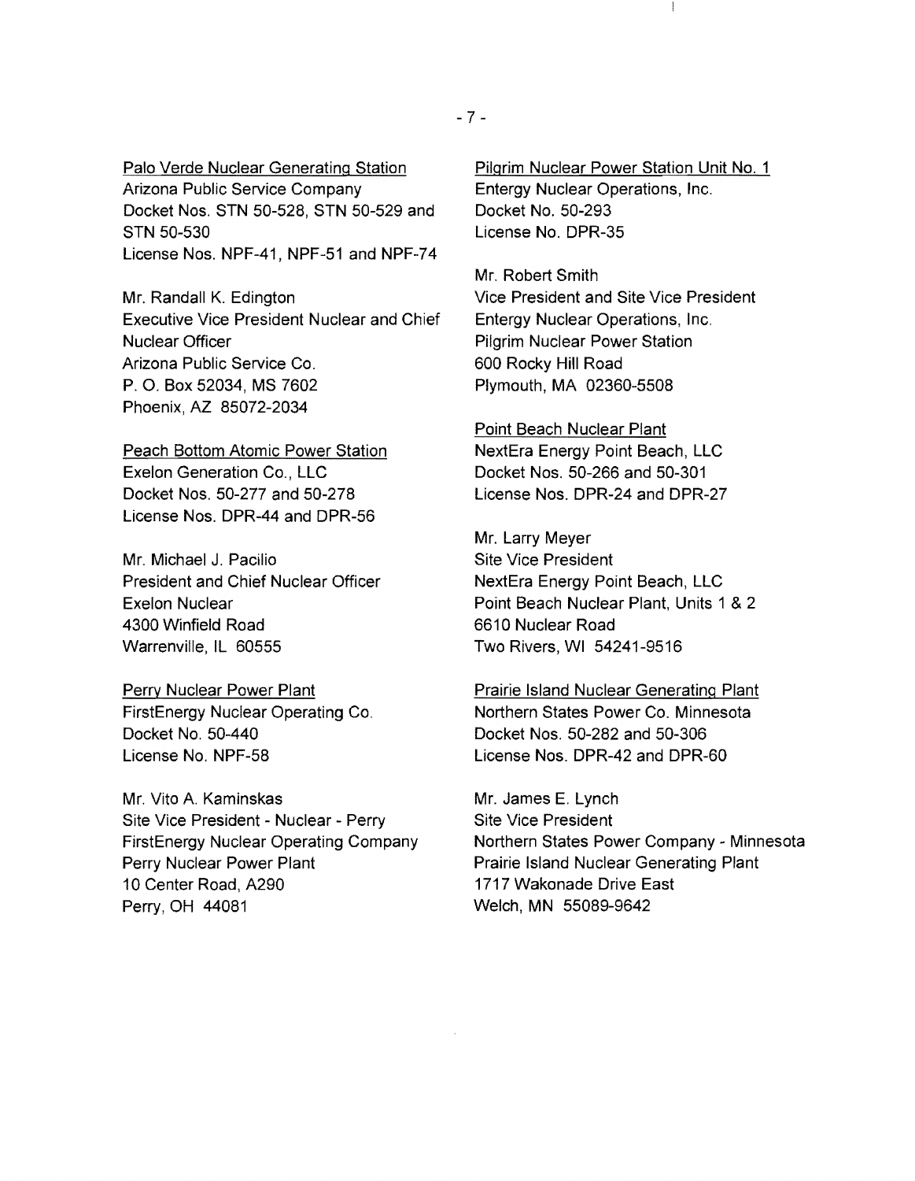Palo Verde Nuclear Generating Station
Arizona Public Service Company
Docket Nos. STN 50-528, STN 50-529 and STN 50-530
License Nos. NPF-41, NPF-51 and NPF-74

Mr. Randall K. Edington
Executive Vice President Nuclear and Chief Nuclear Officer
Arizona Public Service Co.
P. O. Box 52034, MS 7602
Phoenix, AZ 85072-2034

Peach Bottom Atomic Power Station
Exelon Generation Co., LLC
Docket Nos. 50-277 and 50-278
License Nos. DPR-44 and DPR-56

Mr. Michael J. Pacilio
President and Chief Nuclear Officer
Exelon Nuclear
4300 Winfield Road
Warrenville, IL 60555

Perry Nuclear Power Plant
FirstEnergy Nuclear Operating Co.
Docket No. 50-440
License No. NPF-58

Mr. Vito A. Kaminskas
Site Vice President - Nuclear - Perry
FirstEnergy Nuclear Operating Company
Perry Nuclear Power Plant
10 Center Road, A290
Perry, OH 44081

Pilgrim Nuclear Power Station Unit No. 1
Entergy Nuclear Operations, Inc.
Docket No. 50-293
License No. DPR-35

Mr. Robert Smith
Vice President and Site Vice President
Entergy Nuclear Operations, Inc.
Pilgrim Nuclear Power Station
600 Rocky Hill Road
Plymouth, MA 02360-5508

Point Beach Nuclear Plant
NextEra Energy Point Beach, LLC
Docket Nos. 50-266 and 50-301
License Nos. DPR-24 and DPR-27

Mr. Larry Meyer
Site Vice President
NextEra Energy Point Beach, LLC
Point Beach Nuclear Plant, Units 1 & 2
6610 Nuclear Road
Two Rivers, WI 54241-9516

Prairie Island Nuclear Generating Plant
Northern States Power Co. Minnesota
Docket Nos. 50-282 and 50-306
License Nos. DPR-42 and DPR-60

Mr. James E. Lynch
Site Vice President
Northern States Power Company - Minnesota
Prairie Island Nuclear Generating Plant
1717 Wakonade Drive East
Welch, MN 55089-9642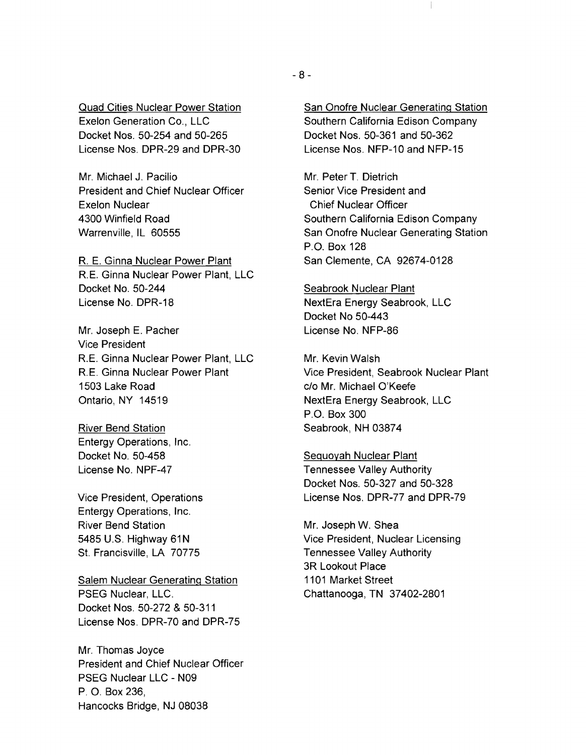Quad Cities Nuclear Power Station
Exelon Generation Co., LLC
Docket Nos. 50-254 and 50-265
License Nos. DPR-29 and DPR-30

Mr. Michael J. Pacilio
President and Chief Nuclear Officer
Exelon Nuclear
4300 Winfield Road
Warrenville, IL 60555

R. E. Ginna Nuclear Power Plant
R.E. Ginna Nuclear Power Plant, LLC
Docket No. 50-244
License No. DPR-18

Mr. Joseph E. Pacher
Vice President
R.E. Ginna Nuclear Power Plant, LLC
R.E. Ginna Nuclear Power Plant
1503 Lake Road
Ontario, NY 14519

River Bend Station
Entergy Operations, Inc.
Docket No. 50-458
License No. NPF-47

Vice President, Operations
Entergy Operations, Inc.
River Bend Station
5485 U.S. Highway 61N
St. Francisville, LA 70775

Salem Nuclear Generating Station
PSEG Nuclear, LLC.
Docket Nos. 50-272 & 50-311
License Nos. DPR-70 and DPR-75

Mr. Thomas Joyce
President and Chief Nuclear Officer
PSEG Nuclear LLC - N09
P. O. Box 236,
Hancocks Bridge, NJ 08038

San Onofre Nuclear Generating Station
Southern California Edison Company
Docket Nos. 50-361 and 50-362
License Nos. NFP-10 and NFP-15

Mr. Peter T. Dietrich
Senior Vice President and
Chief Nuclear Officer
Southern California Edison Company
San Onofre Nuclear Generating Station
P.O. Box 128
San Clemente, CA 92674-0128

Seabrook Nuclear Plant
NextEra Energy Seabrook, LLC
Docket No 50-443
License No. NFP-86

Mr. Kevin Walsh
Vice President, Seabrook Nuclear Plant
c/o Mr. Michael O'Keefe
NextEra Energy Seabrook, LLC
P.O. Box 300
Seabrook, NH 03874

Sequoyah Nuclear Plant
Tennessee Valley Authority
Docket Nos. 50-327 and 50-328
License Nos. DPR-77 and DPR-79

Mr. Joseph W. Shea
Vice President, Nuclear Licensing
Tennessee Valley Authority
3R Lookout Place
1101 Market Street
Chattanooga, TN 37402-2801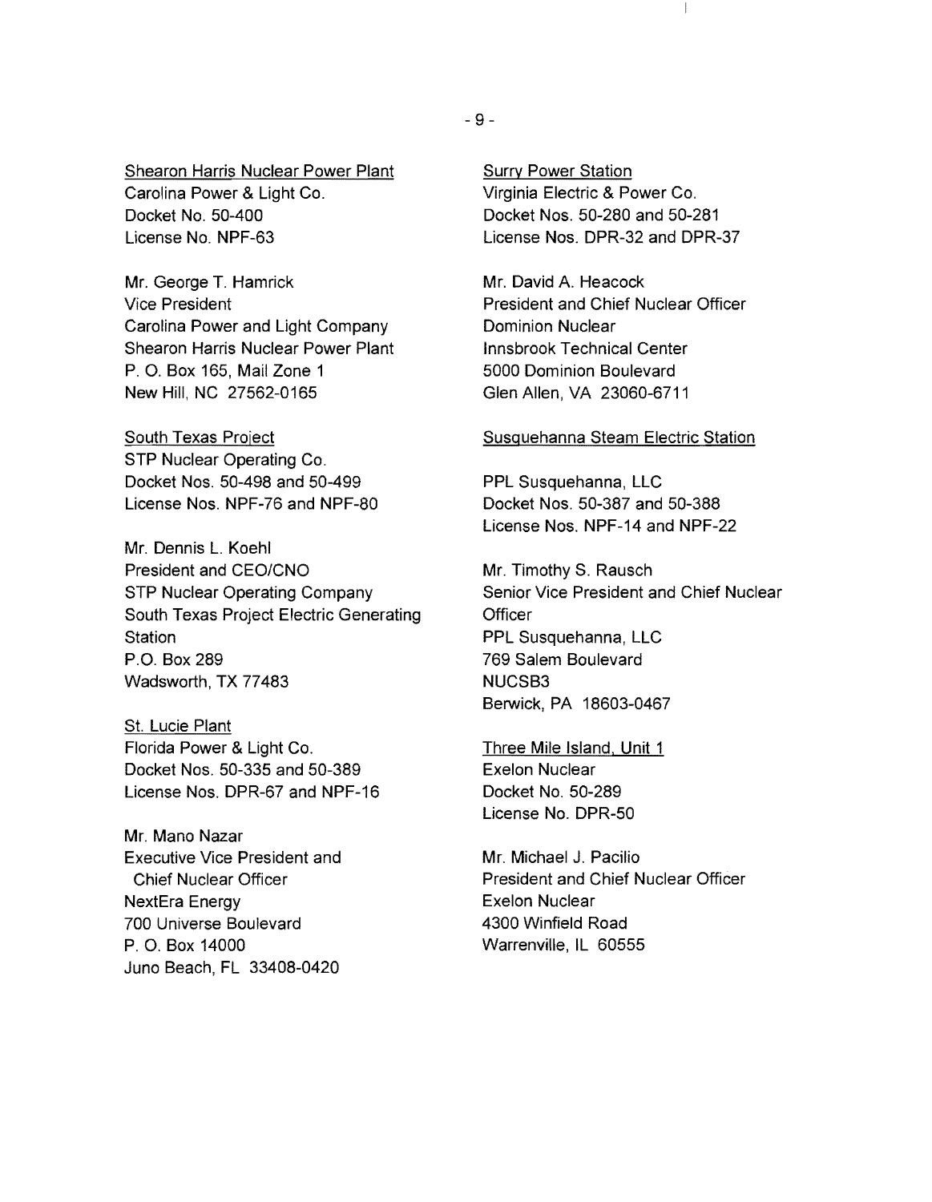Shearon Harris Nuclear Power Plant
Carolina Power & Light Co.
Docket No. 50-400
License No. NPF-63

Mr. George T. Hamrick
Vice President
Carolina Power and Light Company
Shearon Harris Nuclear Power Plant
P. O. Box 165, Mail Zone 1
New Hill, NC 27562-0165

South Texas Project
STP Nuclear Operating Co.
Docket Nos. 50-498 and 50-499
License Nos. NPF-76 and NPF-80

Mr. Dennis L. Koehl
President and CEO/CNO
STP Nuclear Operating Company
South Texas Project Electric Generating Station
P.O. Box 289
Wadsworth, TX 77483

St. Lucie Plant
Florida Power & Light Co.
Docket Nos. 50-335 and 50-389
License Nos. DPR-67 and NPF-16

Mr. Mano Nazar
Executive Vice President and Chief Nuclear Officer
NextEra Energy
700 Universe Boulevard
P. O. Box 14000
Juno Beach, FL 33408-0420

Surry Power Station
Virginia Electric & Power Co.
Docket Nos. 50-280 and 50-281
License Nos. DPR-32 and DPR-37

Mr. David A. Heacock
President and Chief Nuclear Officer
Dominion Nuclear
Innsbrook Technical Center
5000 Dominion Boulevard
Glen Allen, VA 23060-6711

Susquehanna Steam Electric Station

PPL Susquehanna, LLC
Docket Nos. 50-387 and 50-388
License Nos. NPF-14 and NPF-22

Mr. Timothy S. Rausch
Senior Vice President and Chief Nuclear Officer
PPL Susquehanna, LLC
769 Salem Boulevard
NUCSB3
Berwick, PA 18603-0467

Three Mile Island, Unit 1
Exelon Nuclear
Docket No. 50-289
License No. DPR-50

Mr. Michael J. Pacilio
President and Chief Nuclear Officer
Exelon Nuclear
4300 Winfield Road
Warrenville, IL 60555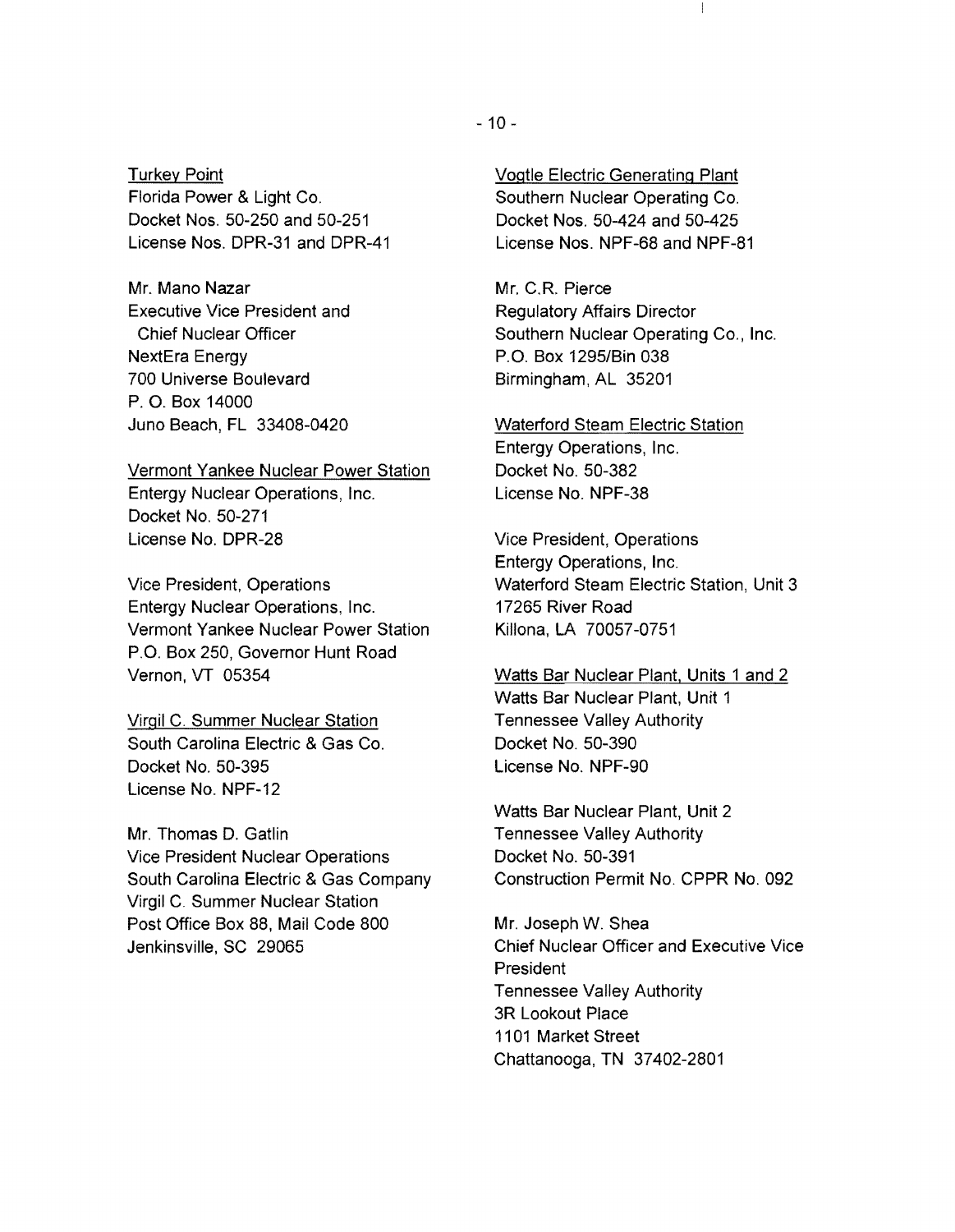Turkey Point
Florida Power & Light Co.
Docket Nos. 50-250 and 50-251
License Nos. DPR-31 and DPR-41

Mr. Mano Nazar
Executive Vice President and
Chief Nuclear Officer
NextEra Energy
700 Universe Boulevard
P. O. Box 14000
Juno Beach, FL 33408-0420

Vermont Yankee Nuclear Power Station
Entergy Nuclear Operations, Inc.
Docket No. 50-271
License No. DPR-28

Vice President, Operations
Entergy Nuclear Operations, Inc.
Vermont Yankee Nuclear Power Station
P.O. Box 250, Governor Hunt Road
Vernon, VT 05354

Virgil C. Summer Nuclear Station
South Carolina Electric & Gas Co.
Docket No. 50-395
License No. NPF-12

Mr. Thomas D. Gatlin
Vice President Nuclear Operations
South Carolina Electric & Gas Company
Virgil C. Summer Nuclear Station
Post Office Box 88, Mail Code 800
Jenkinsville, SC 29065

Vogtle Electric Generating Plant
Southern Nuclear Operating Co.
Docket Nos. 50-424 and 50-425
License Nos. NPF-68 and NPF-81

Mr. C.R. Pierce
Regulatory Affairs Director
Southern Nuclear Operating Co., Inc.
P.O. Box 1295/Bin 038
Birmingham, AL 35201

Waterford Steam Electric Station
Entergy Operations, Inc.
Docket No. 50-382
License No. NPF-38

Vice President, Operations
Entergy Operations, Inc.
Waterford Steam Electric Station, Unit 3
17265 River Road
Killona, LA 70057-0751

Watts Bar Nuclear Plant, Units 1 and 2
Watts Bar Nuclear Plant, Unit 1
Tennessee Valley Authority
Docket No. 50-390
License No. NPF-90

Watts Bar Nuclear Plant, Unit 2
Tennessee Valley Authority
Docket No. 50-391
Construction Permit No. CPPR No. 092

Mr. Joseph W. Shea
Chief Nuclear Officer and Executive Vice President
Tennessee Valley Authority
3R Lookout Place
1101 Market Street
Chattanooga, TN 37402-2801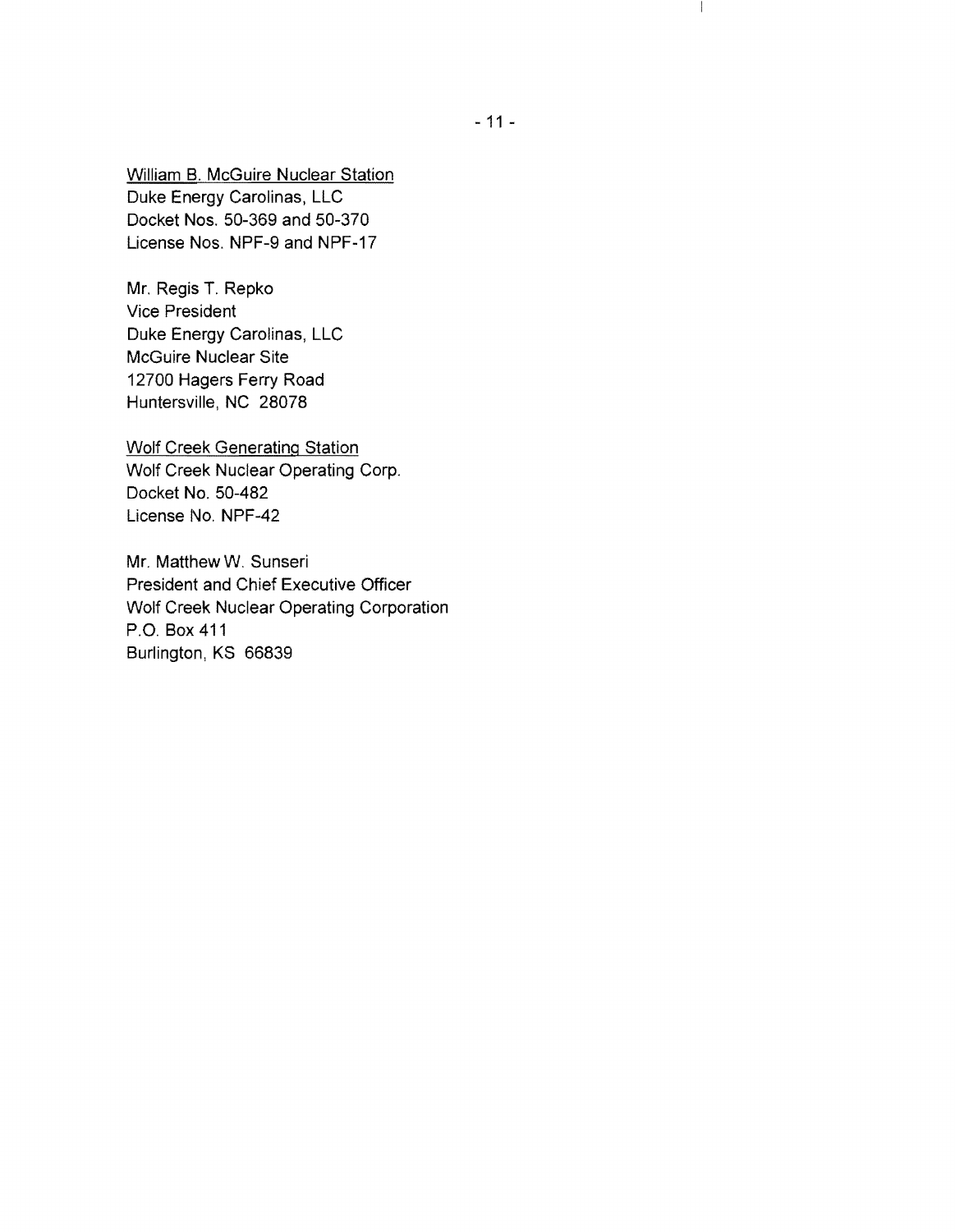William B. McGuire Nuclear Station
Duke Energy Carolinas, LLC
Docket Nos. 50-369 and 50-370
License Nos. NPF-9 and NPF-17

Mr. Regis T. Repko
Vice President
Duke Energy Carolinas, LLC
McGuire Nuclear Site
12700 Hagers Ferry Road
Huntersville, NC 28078

Wolf Creek Generating Station
Wolf Creek Nuclear Operating Corp.
Docket No. 50-482
License No. NPF-42

Mr. Matthew W. Sunseri
President and Chief Executive Officer
Wolf Creek Nuclear Operating Corporation
P.O. Box 411
Burlington, KS 66839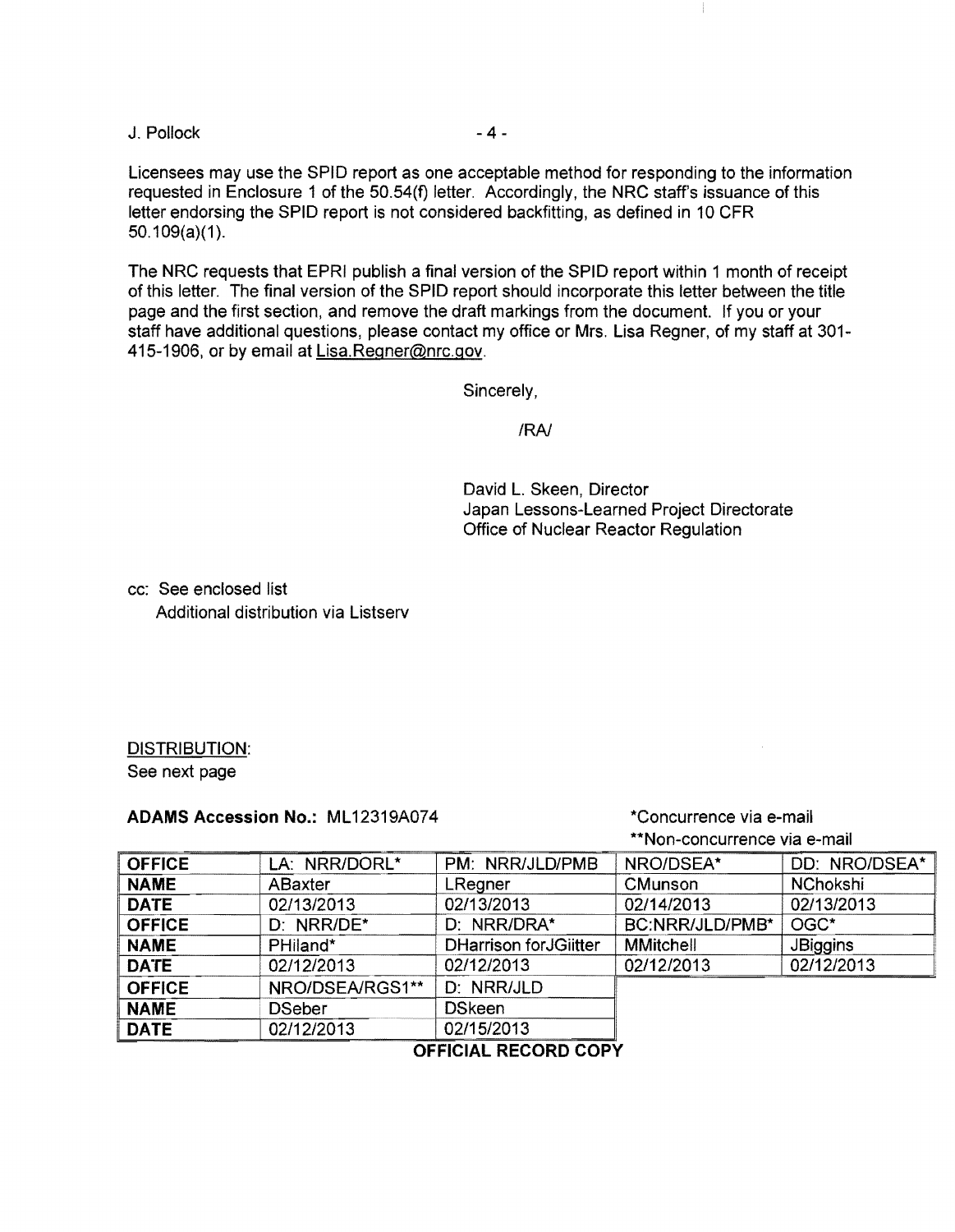Licensees may use the SPID report as one acceptable method for responding to the information requested in Enclosure 1 of the 50.54(f) letter. Accordingly, the NRC staff's issuance of this letter endorsing the SPID report is not considered backfitting, as defined in 10 CFR 50.109(a)(1).

The NRC requests that EPRI publish a final version of the SPID report within 1 month of receipt of this letter. The final version of the SPID report should incorporate this letter between the title page and the first section, and remove the draft markings from the document. If you or your staff have additional questions, please contact my office or Mrs. Lisa Regner, of my staff at 301-415-1906, or by email at Lisa.Regner@nrc.gov.

Sincerely,

/RA/

David L. Skeen, Director
Japan Lessons-Learned Project Directorate
Office of Nuclear Reactor Regulation

cc: See enclosed list
Additional distribution via Listserv

DISTRIBUTION:
See next page

**ADAMS Accession No.:** ML12319A074

*Concurrence via e-mail
**Non-concurrence via e-mail

| **OFFICE** | LA: NRR/DORL* | PM: NRR/JLD/PMB | NRO/DSEA* | DD: NRO/DSEA* |
|---|---|---|---|---|
| **NAME** | ABaxter | LRegner | CMunson | NChokshi |
| **DATE** | 02/13/2013 | 02/13/2013 | 02/14/2013 | 02/13/2013 |
| **OFFICE** | D: NRR/DE* | D: NRR/DRA* | BC:NRR/JLD/PMB* | OGC* |
| **NAME** | PHiland* | DHarrison forJGiitter | MMitchell | JBiggins |
| **DATE** | 02/12/2013 | 02/12/2013 | 02/12/2013 | 02/12/2013 |
| **OFFICE** | NRO/DSEA/RGS1** | D: NRR/JLD | | |
| **NAME** | DSeber | DSkeen | | |
| **DATE** | 02/12/2013 | 02/15/2013 | | |

**OFFICIAL RECORD COPY**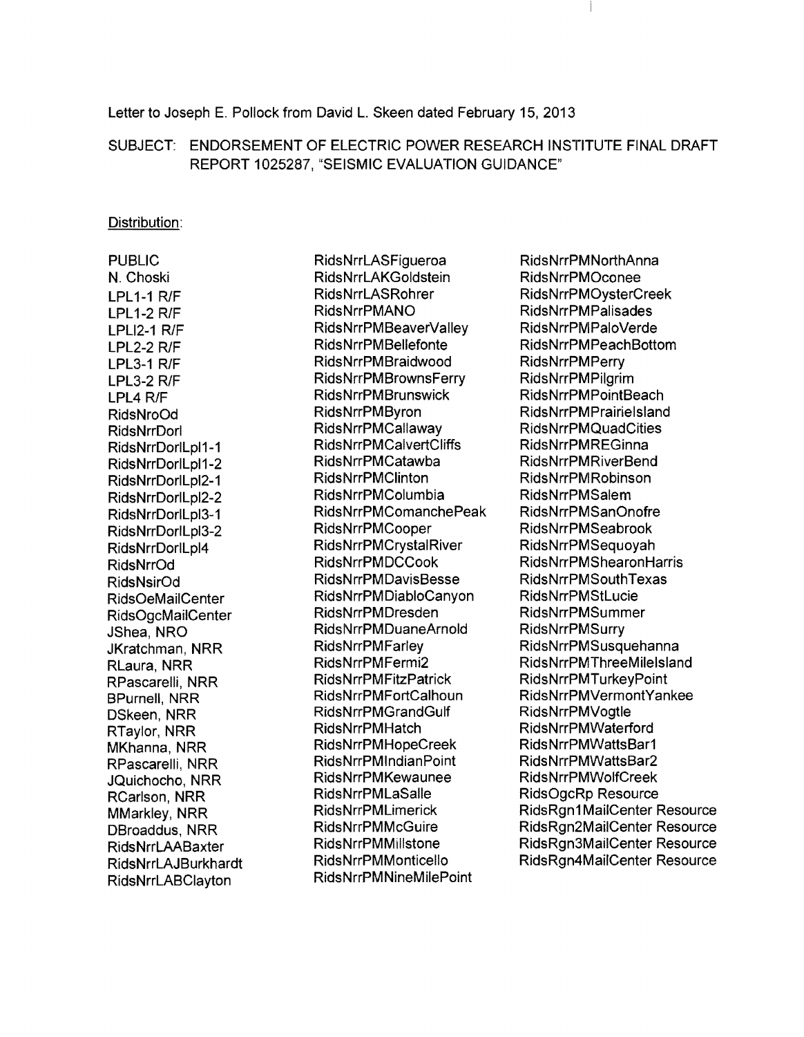Letter to Joseph E. Pollock from David L. Skeen dated February 15, 2013

SUBJECT: ENDORSEMENT OF ELECTRIC POWER RESEARCH INSTITUTE FINAL DRAFT REPORT 1025287, "SEISMIC EVALUATION GUIDANCE"

Distribution:

PUBLIC
N. Choski
LPL1-1 R/F
LPL1-2 R/F
LPLI2-1 R/F
LPL2-2 R/F
LPL3-1 R/F
LPL3-2 R/F
LPL4 R/F
RidsNroOd
RidsNrrDorl
RidsNrrDorlLpl1-1
RidsNrrDorlLpl1-2
RidsNrrDorlLpl2-1
RidsNrrDorlLpl2-2
RidsNrrDorlLpl3-1
RidsNrrDorlLpl3-2
RidsNrrDorlLpl4
RidsNrrOd
RidsNsirOd
RidsOeMailCenter
RidsOgcMailCenter
JShea, NRO
JKratchman, NRR
RLaura, NRR
RPascarelli, NRR
BPurnell, NRR
DSkeen, NRR
RTaylor, NRR
MKhanna, NRR
RPascarelli, NRR
JQuichocho, NRR
RCarlson, NRR
MMarkley, NRR
DBroaddus, NRR
RidsNrrLAABaxter
RidsNrrLAJBurkhardt
RidsNrrLABClayton
RidsNrrLASFigueroa
RidsNrrLAKGoldstein
RidsNrrLASRohrer
RidsNrrPMANO
RidsNrrPMBeaverValley
RidsNrrPMBellefonte
RidsNrrPMBraidwood
RidsNrrPMBrownsFerry
RidsNrrPMBrunswick
RidsNrrPMByron
RidsNrrPMCallaway
RidsNrrPMCalvertCliffs
RidsNrrPMCatawba
RidsNrrPMClinton
RidsNrrPMColumbia
RidsNrrPMComanchePeak
RidsNrrPMCooper
RidsNrrPMCrystalRiver
RidsNrrPMDCCook
RidsNrrPMDavisBesse
RidsNrrPMDiabloCanyon
RidsNrrPMDresden
RidsNrrPMDuaneArnold
RidsNrrPMFarley
RidsNrrPMFermi2
RidsNrrPMFitzPatrick
RidsNrrPMFortCalhoun
RidsNrrPMGrandGulf
RidsNrrPMHatch
RidsNrrPMHopeCreek
RidsNrrPMIndianPoint
RidsNrrPMKewaunee
RidsNrrPMLaSalle
RidsNrrPMLimerick
RidsNrrPMMcGuire
RidsNrrPMMillstone
RidsNrrPMMonticello
RidsNrrPMNineMilePoint
RidsNrrPMNorthAnna
RidsNrrPMOconee
RidsNrrPMOysterCreek
RidsNrrPMPalisades
RidsNrrPMPaloVerde
RidsNrrPMPeachBottom
RidsNrrPMPerry
RidsNrrPMPilgrim
RidsNrrPMPointBeach
RidsNrrPMPrairieIsland
RidsNrrPMQuadCities
RidsNrrPMREGinna
RidsNrrPMRiverBend
RidsNrrPMRobinson
RidsNrrPMSalem
RidsNrrPMSanOnofre
RidsNrrPMSeabrook
RidsNrrPMSequoyah
RidsNrrPMShearonHarris
RidsNrrPMSouthTexas
RidsNrrPMStLucie
RidsNrrPMSummer
RidsNrrPMSurry
RidsNrrPMSusquehanna
RidsNrrPMThreeMileIsland
RidsNrrPMTurkeyPoint
RidsNrrPMVermontYankee
RidsNrrPMVogtle
RidsNrrPMWaterford
RidsNrrPMWattsBar1
RidsNrrPMWattsBar2
RidsNrrPMWolfCreek
RidsOgcRp Resource
RidsRgn1MailCenter Resource
RidsRgn2MailCenter Resource
RidsRgn3MailCenter Resource
RidsRgn4MailCenter Resource